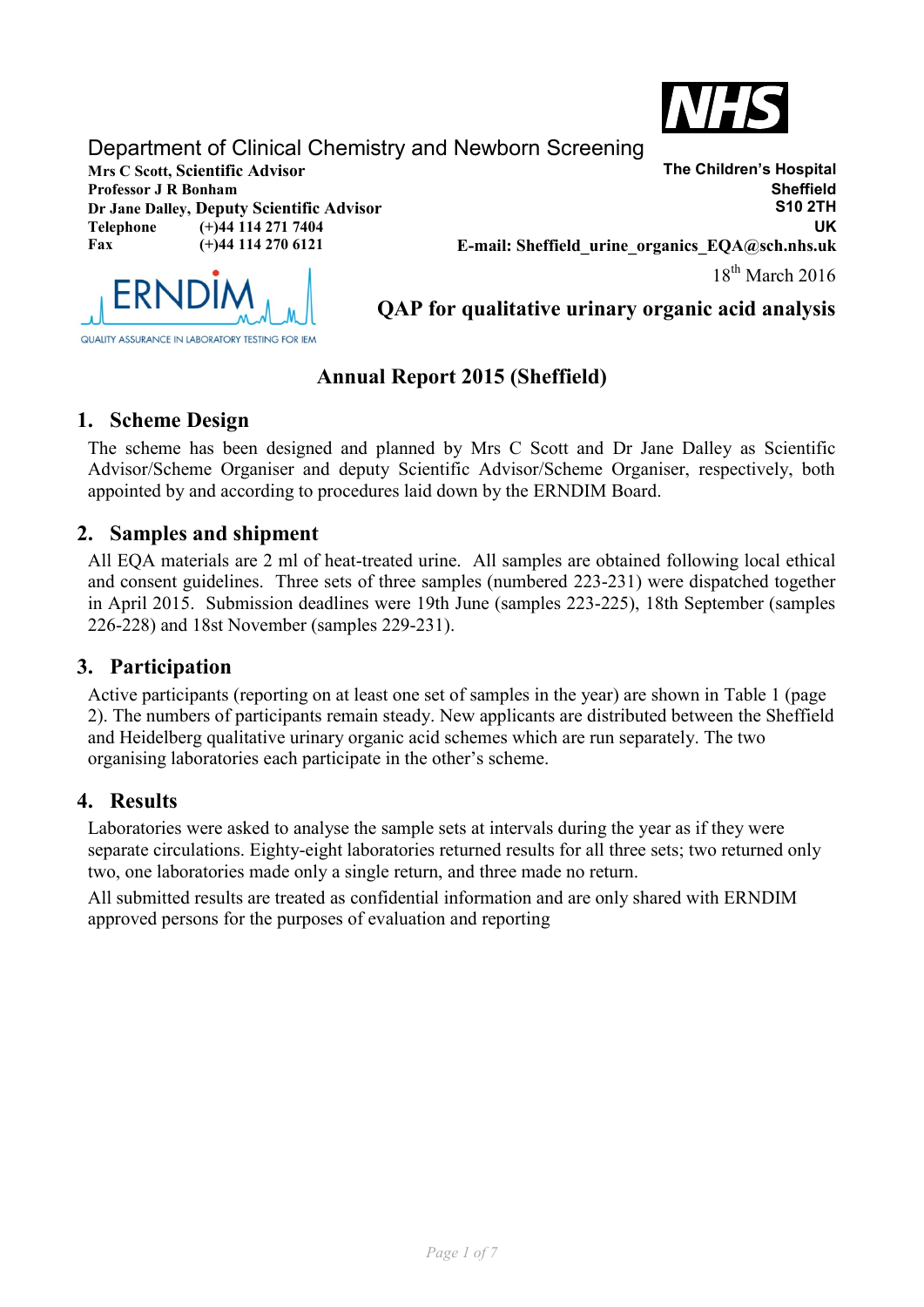Department of Clinical Chemistry and Newborn Screening

**Mrs C Scott, Scientific Advisor**
**Professor J R Bonham**
**Dr Jane Dalley, Deputy Scientific Advisor**
**Telephone** (+)44 114 271 7404
**Fax** (+)44 114 270 6121

**The Children's Hospital**
**Sheffield**
**S10 2TH**
**UK**
**E-mail: Sheffield_urine_organics_EQA@sch.nhs.uk**

18th March 2016

ERNDIM QUALITY ASSURANCE IN LABORATORY TESTING FOR IEM

**QAP for qualitative urinary organic acid analysis**

# Annual Report 2015 (Sheffield)

## 1. Scheme Design

The scheme has been designed and planned by Mrs C Scott and Dr Jane Dalley as Scientific Advisor/Scheme Organiser and deputy Scientific Advisor/Scheme Organiser, respectively, both appointed by and according to procedures laid down by the ERNDIM Board.

## 2. Samples and shipment

All EQA materials are 2 ml of heat-treated urine. All samples are obtained following local ethical and consent guidelines. Three sets of three samples (numbered 223-231) were dispatched together in April 2015. Submission deadlines were 19th June (samples 223-225), 18th September (samples 226-228) and 18st November (samples 229-231).

## 3. Participation

Active participants (reporting on at least one set of samples in the year) are shown in Table 1 (page 2). The numbers of participants remain steady. New applicants are distributed between the Sheffield and Heidelberg qualitative urinary organic acid schemes which are run separately. The two organising laboratories each participate in the other's scheme.

## 4. Results

Laboratories were asked to analyse the sample sets at intervals during the year as if they were separate circulations. Eighty-eight laboratories returned results for all three sets; two returned only two, one laboratories made only a single return, and three made no return.

All submitted results are treated as confidential information and are only shared with ERNDIM approved persons for the purposes of evaluation and reporting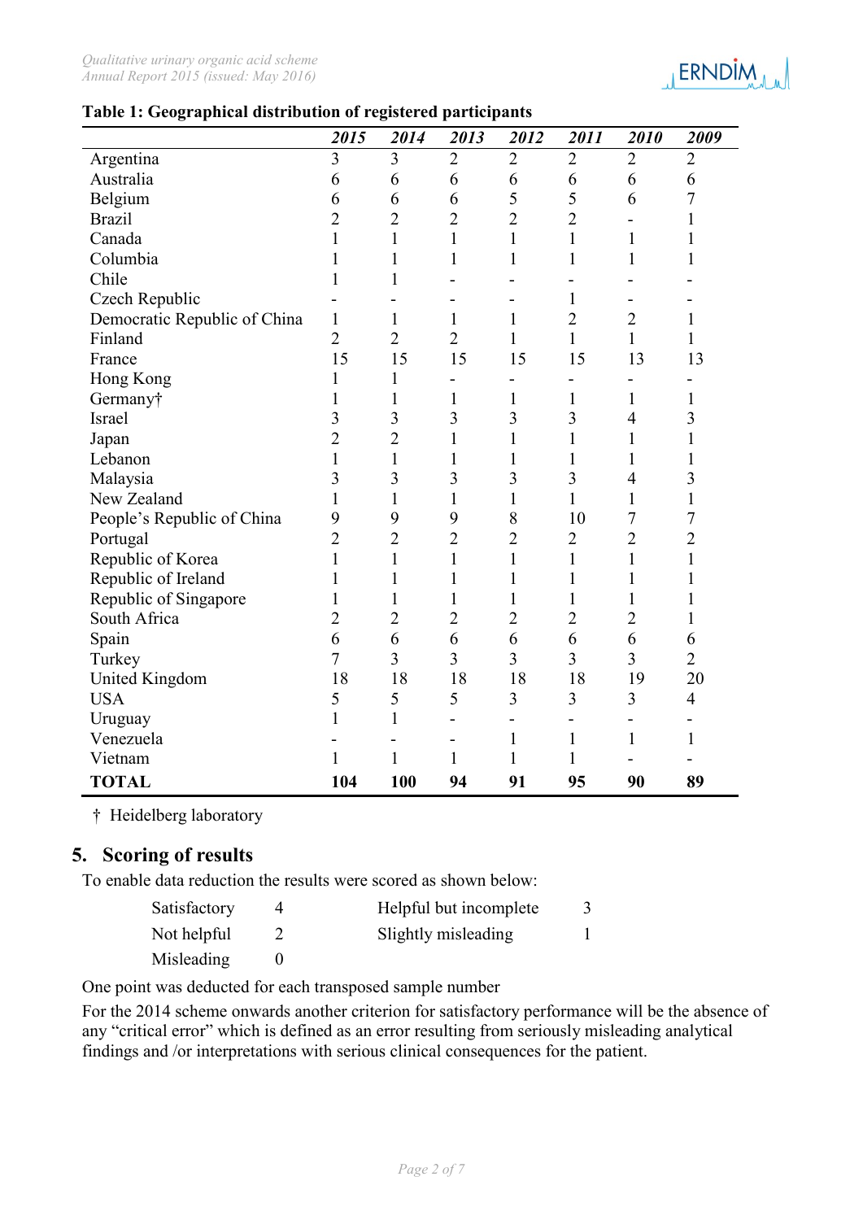**Table 1: Geographical distribution of registered participants**

| | *2015* | *2014* | *2013* | *2012* | *2011* | *2010* | *2009* |
|---|---|---|---|---|---|---|---|
| Argentina | 3 | 3 | 2 | 2 | 2 | 2 | 2 |
| Australia | 6 | 6 | 6 | 6 | 6 | 6 | 6 |
| Belgium | 6 | 6 | 6 | 5 | 5 | 6 | 7 |
| Brazil | 2 | 2 | 2 | 2 | 2 | - | 1 |
| Canada | 1 | 1 | 1 | 1 | 1 | 1 | 1 |
| Columbia | 1 | 1 | 1 | 1 | 1 | 1 | 1 |
| Chile | 1 | 1 | - | - | - | - | - |
| Czech Republic | - | - | - | - | 1 | - | - |
| Democratic Republic of China | 1 | 1 | 1 | 1 | 2 | 2 | 1 |
| Finland | 2 | 2 | 2 | 1 | 1 | 1 | 1 |
| France | 15 | 15 | 15 | 15 | 15 | 13 | 13 |
| Hong Kong | 1 | 1 | - | - | - | - | - |
| Germany† | 1 | 1 | 1 | 1 | 1 | 1 | 1 |
| Israel | 3 | 3 | 3 | 3 | 3 | 4 | 3 |
| Japan | 2 | 2 | 1 | 1 | 1 | 1 | 1 |
| Lebanon | 1 | 1 | 1 | 1 | 1 | 1 | 1 |
| Malaysia | 3 | 3 | 3 | 3 | 3 | 4 | 3 |
| New Zealand | 1 | 1 | 1 | 1 | 1 | 1 | 1 |
| People's Republic of China | 9 | 9 | 9 | 8 | 10 | 7 | 7 |
| Portugal | 2 | 2 | 2 | 2 | 2 | 2 | 2 |
| Republic of Korea | 1 | 1 | 1 | 1 | 1 | 1 | 1 |
| Republic of Ireland | 1 | 1 | 1 | 1 | 1 | 1 | 1 |
| Republic of Singapore | 1 | 1 | 1 | 1 | 1 | 1 | 1 |
| South Africa | 2 | 2 | 2 | 2 | 2 | 2 | 1 |
| Spain | 6 | 6 | 6 | 6 | 6 | 6 | 6 |
| Turkey | 7 | 3 | 3 | 3 | 3 | 3 | 2 |
| United Kingdom | 18 | 18 | 18 | 18 | 18 | 19 | 20 |
| USA | 5 | 5 | 5 | 3 | 3 | 3 | 4 |
| Uruguay | 1 | 1 | - | - | - | - | - |
| Venezuela | - | - | - | 1 | 1 | 1 | 1 |
| Vietnam | 1 | 1 | 1 | 1 | 1 | - | - |
| **TOTAL** | **104** | **100** | **94** | **91** | **95** | **90** | **89** |

† Heidelberg laboratory

## 5. Scoring of results

To enable data reduction the results were scored as shown below:

| | | | |
|---|---|---|---|
| Satisfactory | 4 | Helpful but incomplete | 3 |
| Not helpful | 2 | Slightly misleading | 1 |
| Misleading | 0 | | |

One point was deducted for each transposed sample number

For the 2014 scheme onwards another criterion for satisfactory performance will be the absence of any "critical error" which is defined as an error resulting from seriously misleading analytical findings and /or interpretations with serious clinical consequences for the patient.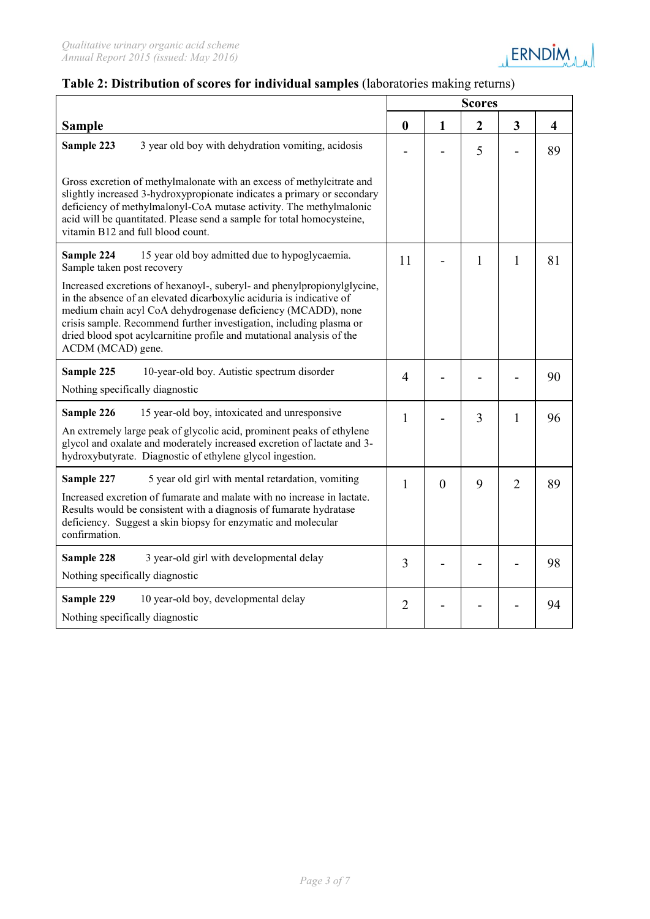**Table 2: Distribution of scores for individual samples** (laboratories making returns)

| Sample | Scores | | | | |
|---|---|---|---|---|---|
| | **0** | **1** | **2** | **3** | **4** |
| **Sample 223** 3 year old boy with dehydration vomiting, acidosis<br><br>Gross excretion of methylmalonate with an excess of methylcitrate and slightly increased 3-hydroxypropionate indicates a primary or secondary deficiency of methylmalonyl-CoA mutase activity. The methylmalonic acid will be quantitated. Please send a sample for total homocysteine, vitamin B12 and full blood count. | - | - | 5 | - | 89 |
| **Sample 224** 15 year old boy admitted due to hypoglycaemia. Sample taken post recovery<br><br>Increased excretions of hexanoyl-, suberyl- and phenylpropionylglycine, in the absence of an elevated dicarboxylic aciduria is indicative of medium chain acyl CoA dehydrogenase deficiency (MCADD), none crisis sample. Recommend further investigation, including plasma or dried blood spot acylcarnitine profile and mutational analysis of the ACDM (MCAD) gene. | 11 | - | 1 | 1 | 81 |
| **Sample 225** 10-year-old boy. Autistic spectrum disorder<br><br>Nothing specifically diagnostic | 4 | - | - | - | 90 |
| **Sample 226** 15 year-old boy, intoxicated and unresponsive<br><br>An extremely large peak of glycolic acid, prominent peaks of ethylene glycol and oxalate and moderately increased excretion of lactate and 3-hydroxybutyrate. Diagnostic of ethylene glycol ingestion. | 1 | - | 3 | 1 | 96 |
| **Sample 227** 5 year old girl with mental retardation, vomiting<br><br>Increased excretion of fumarate and malate with no increase in lactate. Results would be consistent with a diagnosis of fumarate hydratase deficiency. Suggest a skin biopsy for enzymatic and molecular confirmation. | 1 | 0 | 9 | 2 | 89 |
| **Sample 228** 3 year-old girl with developmental delay<br><br>Nothing specifically diagnostic | 3 | - | - | - | 98 |
| **Sample 229** 10 year-old boy, developmental delay<br><br>Nothing specifically diagnostic | 2 | - | - | - | 94 |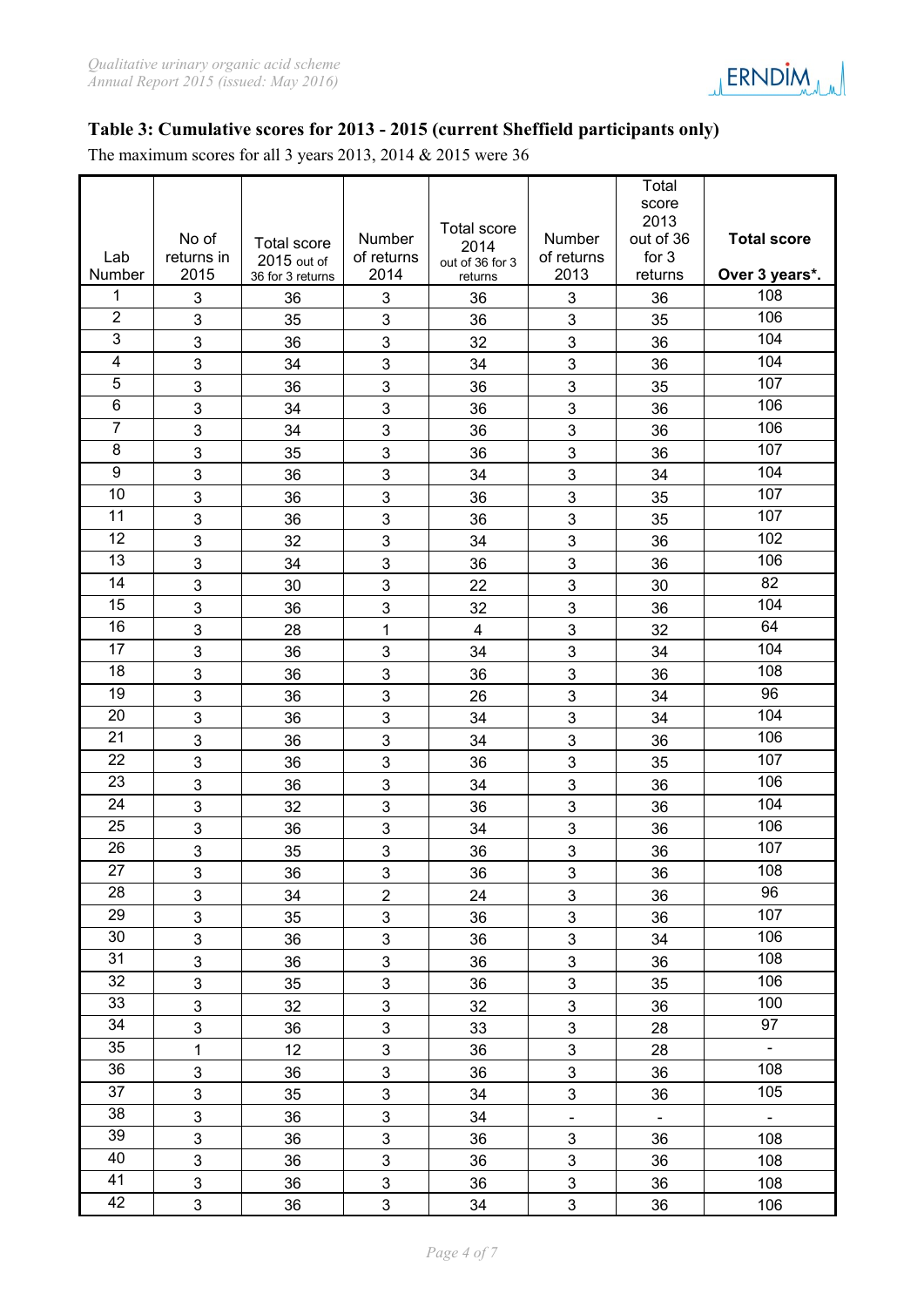## Table 3: Cumulative scores for 2013 - 2015 (current Sheffield participants only)

The maximum scores for all 3 years 2013, 2014 & 2015 were 36

| Lab Number | No of returns in 2015 | Total score 2015 out of 36 for 3 returns | Number of returns 2014 | Total score 2014 out of 36 for 3 returns | Number of returns 2013 | Total score 2013 out of 36 for 3 returns | **Total score Over 3 years*.** |
|---|---|---|---|---|---|---|---|
| 1 | 3 | 36 | 3 | 36 | 3 | 36 | 108 |
| 2 | 3 | 35 | 3 | 36 | 3 | 35 | 106 |
| 3 | 3 | 36 | 3 | 32 | 3 | 36 | 104 |
| 4 | 3 | 34 | 3 | 34 | 3 | 36 | 104 |
| 5 | 3 | 36 | 3 | 36 | 3 | 35 | 107 |
| 6 | 3 | 34 | 3 | 36 | 3 | 36 | 106 |
| 7 | 3 | 34 | 3 | 36 | 3 | 36 | 106 |
| 8 | 3 | 35 | 3 | 36 | 3 | 36 | 107 |
| 9 | 3 | 36 | 3 | 34 | 3 | 34 | 104 |
| 10 | 3 | 36 | 3 | 36 | 3 | 35 | 107 |
| 11 | 3 | 36 | 3 | 36 | 3 | 35 | 107 |
| 12 | 3 | 32 | 3 | 34 | 3 | 36 | 102 |
| 13 | 3 | 34 | 3 | 36 | 3 | 36 | 106 |
| 14 | 3 | 30 | 3 | 22 | 3 | 30 | 82 |
| 15 | 3 | 36 | 3 | 32 | 3 | 36 | 104 |
| 16 | 3 | 28 | 1 | 4 | 3 | 32 | 64 |
| 17 | 3 | 36 | 3 | 34 | 3 | 34 | 104 |
| 18 | 3 | 36 | 3 | 36 | 3 | 36 | 108 |
| 19 | 3 | 36 | 3 | 26 | 3 | 34 | 96 |
| 20 | 3 | 36 | 3 | 34 | 3 | 34 | 104 |
| 21 | 3 | 36 | 3 | 34 | 3 | 36 | 106 |
| 22 | 3 | 36 | 3 | 36 | 3 | 35 | 107 |
| 23 | 3 | 36 | 3 | 34 | 3 | 36 | 106 |
| 24 | 3 | 32 | 3 | 36 | 3 | 36 | 104 |
| 25 | 3 | 36 | 3 | 34 | 3 | 36 | 106 |
| 26 | 3 | 35 | 3 | 36 | 3 | 36 | 107 |
| 27 | 3 | 36 | 3 | 36 | 3 | 36 | 108 |
| 28 | 3 | 34 | 2 | 24 | 3 | 36 | 96 |
| 29 | 3 | 35 | 3 | 36 | 3 | 36 | 107 |
| 30 | 3 | 36 | 3 | 36 | 3 | 34 | 106 |
| 31 | 3 | 36 | 3 | 36 | 3 | 36 | 108 |
| 32 | 3 | 35 | 3 | 36 | 3 | 35 | 106 |
| 33 | 3 | 32 | 3 | 32 | 3 | 36 | 100 |
| 34 | 3 | 36 | 3 | 33 | 3 | 28 | 97 |
| 35 | 1 | 12 | 3 | 36 | 3 | 28 | - |
| 36 | 3 | 36 | 3 | 36 | 3 | 36 | 108 |
| 37 | 3 | 35 | 3 | 34 | 3 | 36 | 105 |
| 38 | 3 | 36 | 3 | 34 | - | - | - |
| 39 | 3 | 36 | 3 | 36 | 3 | 36 | 108 |
| 40 | 3 | 36 | 3 | 36 | 3 | 36 | 108 |
| 41 | 3 | 36 | 3 | 36 | 3 | 36 | 108 |
| 42 | 3 | 36 | 3 | 34 | 3 | 36 | 106 |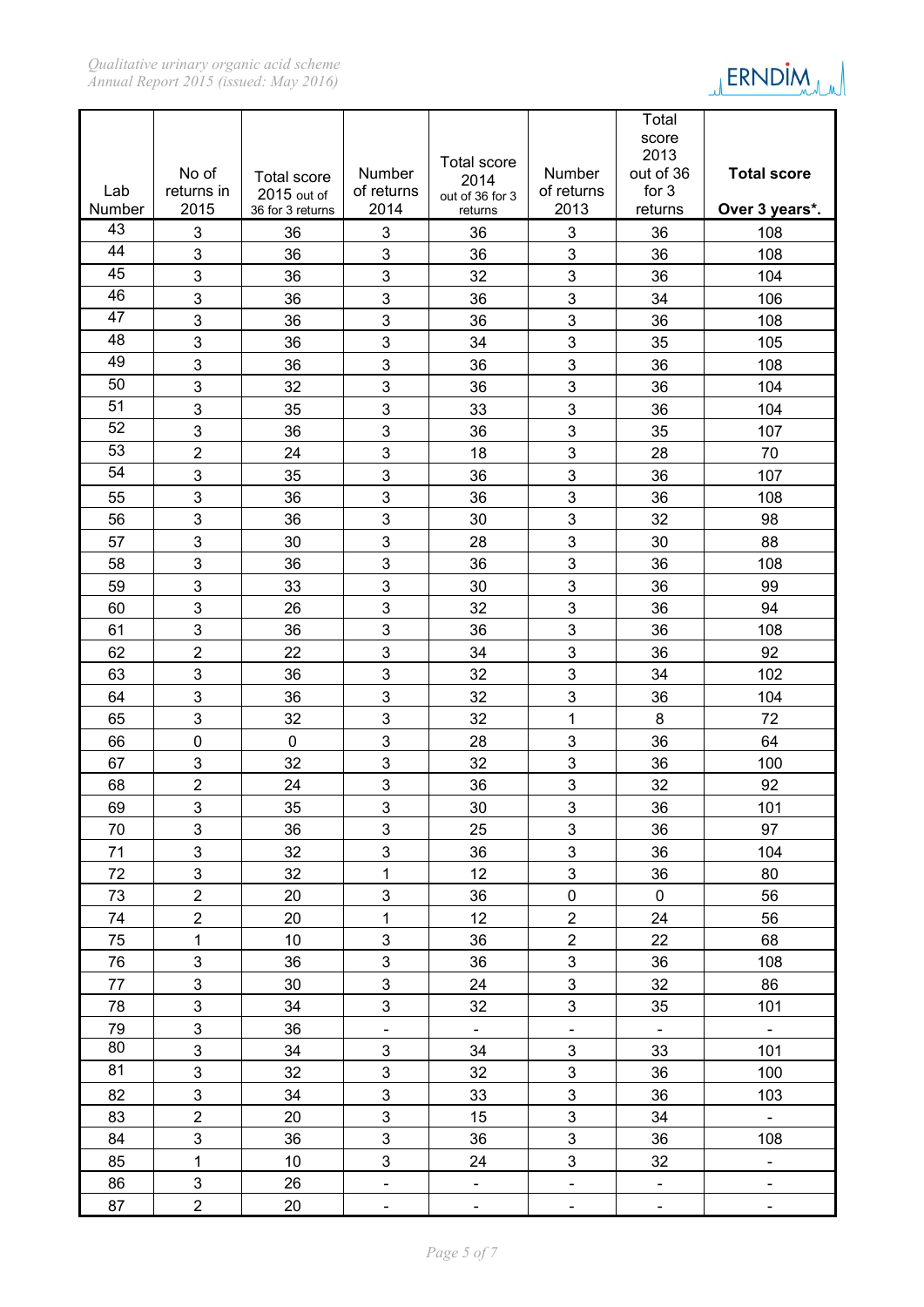| Lab Number | No of returns in 2015 | Total score 2015 out of 36 for 3 returns | Number of returns 2014 | Total score 2014 out of 36 for 3 returns | Number of returns 2013 | Total score 2013 out of 36 for 3 returns | **Total score Over 3 years*.** |
|---|---|---|---|---|---|---|---|
| 43 | 3 | 36 | 3 | 36 | 3 | 36 | 108 |
| 44 | 3 | 36 | 3 | 36 | 3 | 36 | 108 |
| 45 | 3 | 36 | 3 | 32 | 3 | 36 | 104 |
| 46 | 3 | 36 | 3 | 36 | 3 | 34 | 106 |
| 47 | 3 | 36 | 3 | 36 | 3 | 36 | 108 |
| 48 | 3 | 36 | 3 | 34 | 3 | 35 | 105 |
| 49 | 3 | 36 | 3 | 36 | 3 | 36 | 108 |
| 50 | 3 | 32 | 3 | 36 | 3 | 36 | 104 |
| 51 | 3 | 35 | 3 | 33 | 3 | 36 | 104 |
| 52 | 3 | 36 | 3 | 36 | 3 | 35 | 107 |
| 53 | 2 | 24 | 3 | 18 | 3 | 28 | 70 |
| 54 | 3 | 35 | 3 | 36 | 3 | 36 | 107 |
| 55 | 3 | 36 | 3 | 36 | 3 | 36 | 108 |
| 56 | 3 | 36 | 3 | 30 | 3 | 32 | 98 |
| 57 | 3 | 30 | 3 | 28 | 3 | 30 | 88 |
| 58 | 3 | 36 | 3 | 36 | 3 | 36 | 108 |
| 59 | 3 | 33 | 3 | 30 | 3 | 36 | 99 |
| 60 | 3 | 26 | 3 | 32 | 3 | 36 | 94 |
| 61 | 3 | 36 | 3 | 36 | 3 | 36 | 108 |
| 62 | 2 | 22 | 3 | 34 | 3 | 36 | 92 |
| 63 | 3 | 36 | 3 | 32 | 3 | 34 | 102 |
| 64 | 3 | 36 | 3 | 32 | 3 | 36 | 104 |
| 65 | 3 | 32 | 3 | 32 | 1 | 8 | 72 |
| 66 | 0 | 0 | 3 | 28 | 3 | 36 | 64 |
| 67 | 3 | 32 | 3 | 32 | 3 | 36 | 100 |
| 68 | 2 | 24 | 3 | 36 | 3 | 32 | 92 |
| 69 | 3 | 35 | 3 | 30 | 3 | 36 | 101 |
| 70 | 3 | 36 | 3 | 25 | 3 | 36 | 97 |
| 71 | 3 | 32 | 3 | 36 | 3 | 36 | 104 |
| 72 | 3 | 32 | 1 | 12 | 3 | 36 | 80 |
| 73 | 2 | 20 | 3 | 36 | 0 | 0 | 56 |
| 74 | 2 | 20 | 1 | 12 | 2 | 24 | 56 |
| 75 | 1 | 10 | 3 | 36 | 2 | 22 | 68 |
| 76 | 3 | 36 | 3 | 36 | 3 | 36 | 108 |
| 77 | 3 | 30 | 3 | 24 | 3 | 32 | 86 |
| 78 | 3 | 34 | 3 | 32 | 3 | 35 | 101 |
| 79 | 3 | 36 | - | - | - | - | - |
| 80 | 3 | 34 | 3 | 34 | 3 | 33 | 101 |
| 81 | 3 | 32 | 3 | 32 | 3 | 36 | 100 |
| 82 | 3 | 34 | 3 | 33 | 3 | 36 | 103 |
| 83 | 2 | 20 | 3 | 15 | 3 | 34 | - |
| 84 | 3 | 36 | 3 | 36 | 3 | 36 | 108 |
| 85 | 1 | 10 | 3 | 24 | 3 | 32 | - |
| 86 | 3 | 26 | - | - | - | - | - |
| 87 | 2 | 20 | - | - | - | - | - |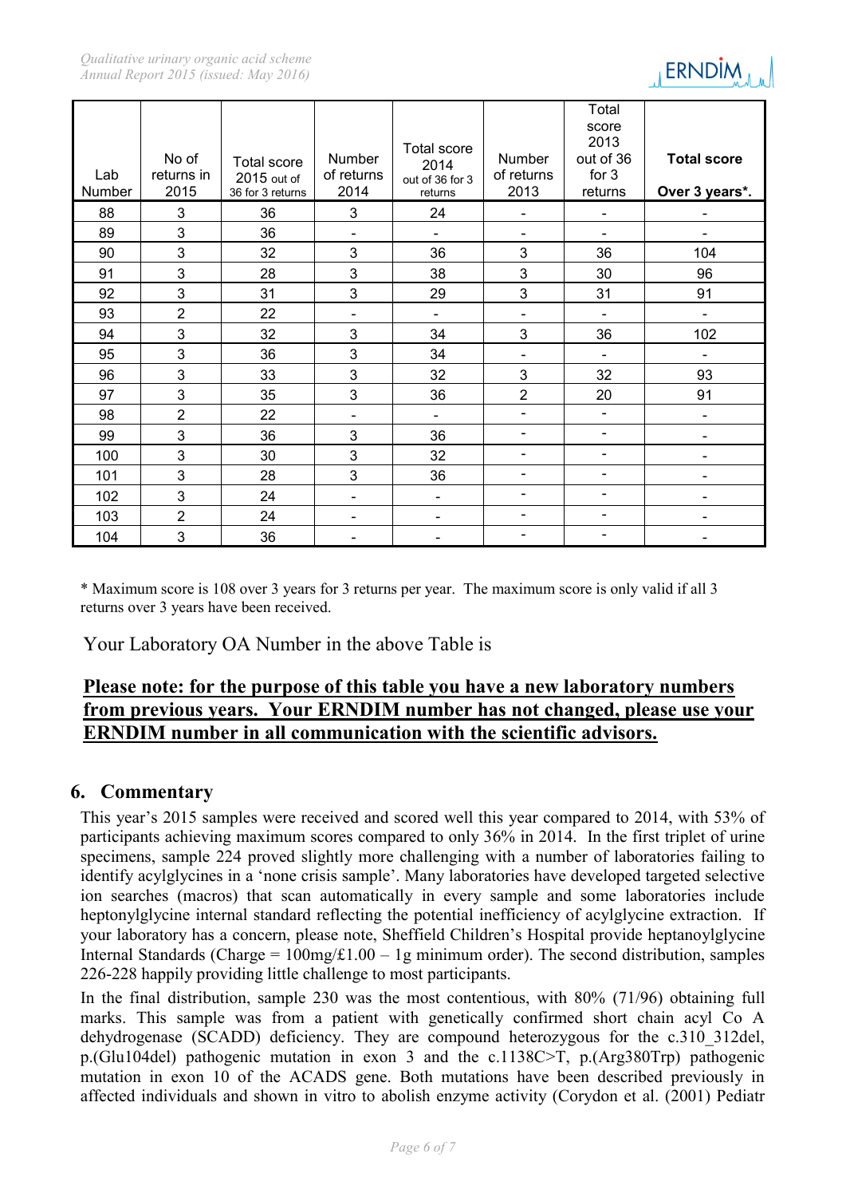| Lab Number | No of returns in 2015 | Total score 2015 out of 36 for 3 returns | Number of returns 2014 | Total score 2014 out of 36 for 3 returns | Number of returns 2013 | Total score 2013 out of 36 for 3 returns | **Total score Over 3 years*.** |
|---|---|---|---|---|---|---|---|
| 88 | 3 | 36 | 3 | 24 | - | - | - |
| 89 | 3 | 36 | - | - | - | - | - |
| 90 | 3 | 32 | 3 | 36 | 3 | 36 | 104 |
| 91 | 3 | 28 | 3 | 38 | 3 | 30 | 96 |
| 92 | 3 | 31 | 3 | 29 | 3 | 31 | 91 |
| 93 | 2 | 22 | - | - | - | - | - |
| 94 | 3 | 32 | 3 | 34 | 3 | 36 | 102 |
| 95 | 3 | 36 | 3 | 34 | - | - | - |
| 96 | 3 | 33 | 3 | 32 | 3 | 32 | 93 |
| 97 | 3 | 35 | 3 | 36 | 2 | 20 | 91 |
| 98 | 2 | 22 | - | - | - | - | - |
| 99 | 3 | 36 | 3 | 36 | - | - | - |
| 100 | 3 | 30 | 3 | 32 | - | - | - |
| 101 | 3 | 28 | 3 | 36 | - | - | - |
| 102 | 3 | 24 | - | - | - | - | - |
| 103 | 2 | 24 | - | - | - | - | - |
| 104 | 3 | 36 | - | - | - | - | - |

* Maximum score is 108 over 3 years for 3 returns per year. The maximum score is only valid if all 3 returns over 3 years have been received.

Your Laboratory OA Number in the above Table is

**Please note: for the purpose of this table you have a new laboratory numbers from previous years. Your ERNDIM number has not changed, please use your ERNDIM number in all communication with the scientific advisors.**

## 6. Commentary

This year's 2015 samples were received and scored well this year compared to 2014, with 53% of participants achieving maximum scores compared to only 36% in 2014. In the first triplet of urine specimens, sample 224 proved slightly more challenging with a number of laboratories failing to identify acylglycines in a 'none crisis sample'. Many laboratories have developed targeted selective ion searches (macros) that scan automatically in every sample and some laboratories include heptonylglycine internal standard reflecting the potential inefficiency of acylglycine extraction. If your laboratory has a concern, please note, Sheffield Children's Hospital provide heptanoylglycine Internal Standards (Charge = 100mg/£1.00 – 1g minimum order). The second distribution, samples 226-228 happily providing little challenge to most participants.

In the final distribution, sample 230 was the most contentious, with 80% (71/96) obtaining full marks. This sample was from a patient with genetically confirmed short chain acyl Co A dehydrogenase (SCADD) deficiency. They are compound heterozygous for the c.310_312del, p.(Glu104del) pathogenic mutation in exon 3 and the c.1138C>T, p.(Arg380Trp) pathogenic mutation in exon 10 of the ACADS gene. Both mutations have been described previously in affected individuals and shown in vitro to abolish enzyme activity (Corydon et al. (2001) Pediatr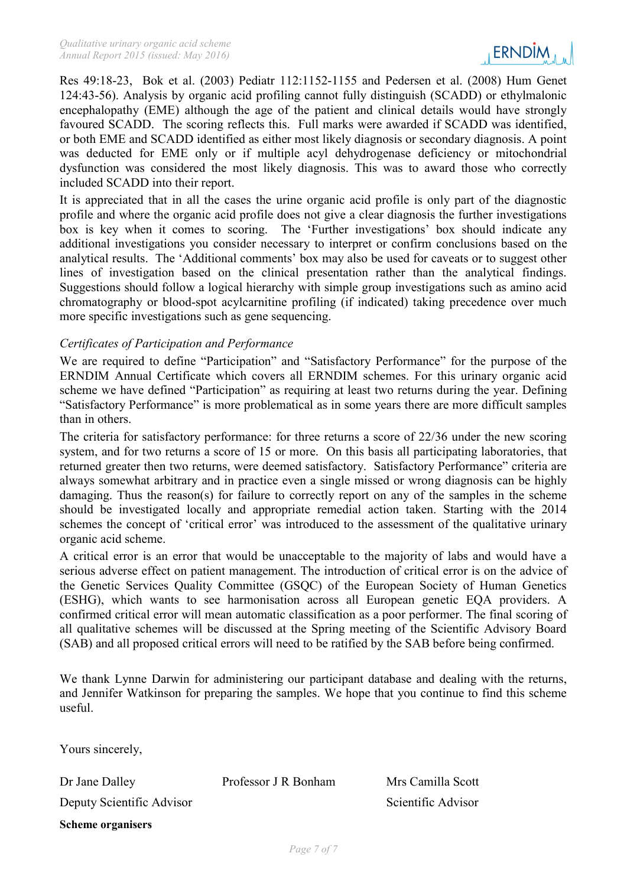Res 49:18-23, Bok et al. (2003) Pediatr 112:1152-1155 and Pedersen et al. (2008) Hum Genet 124:43-56). Analysis by organic acid profiling cannot fully distinguish (SCADD) or ethylmalonic encephalopathy (EME) although the age of the patient and clinical details would have strongly favoured SCADD. The scoring reflects this. Full marks were awarded if SCADD was identified, or both EME and SCADD identified as either most likely diagnosis or secondary diagnosis. A point was deducted for EME only or if multiple acyl dehydrogenase deficiency or mitochondrial dysfunction was considered the most likely diagnosis. This was to award those who correctly included SCADD into their report.

It is appreciated that in all the cases the urine organic acid profile is only part of the diagnostic profile and where the organic acid profile does not give a clear diagnosis the further investigations box is key when it comes to scoring. The 'Further investigations' box should indicate any additional investigations you consider necessary to interpret or confirm conclusions based on the analytical results. The 'Additional comments' box may also be used for caveats or to suggest other lines of investigation based on the clinical presentation rather than the analytical findings. Suggestions should follow a logical hierarchy with simple group investigations such as amino acid chromatography or blood-spot acylcarnitine profiling (if indicated) taking precedence over much more specific investigations such as gene sequencing.

*Certificates of Participation and Performance*

We are required to define "Participation" and "Satisfactory Performance" for the purpose of the ERNDIM Annual Certificate which covers all ERNDIM schemes. For this urinary organic acid scheme we have defined "Participation" as requiring at least two returns during the year. Defining "Satisfactory Performance" is more problematical as in some years there are more difficult samples than in others.

The criteria for satisfactory performance: for three returns a score of 22/36 under the new scoring system, and for two returns a score of 15 or more. On this basis all participating laboratories, that returned greater then two returns, were deemed satisfactory. Satisfactory Performance" criteria are always somewhat arbitrary and in practice even a single missed or wrong diagnosis can be highly damaging. Thus the reason(s) for failure to correctly report on any of the samples in the scheme should be investigated locally and appropriate remedial action taken. Starting with the 2014 schemes the concept of 'critical error' was introduced to the assessment of the qualitative urinary organic acid scheme.

A critical error is an error that would be unacceptable to the majority of labs and would have a serious adverse effect on patient management. The introduction of critical error is on the advice of the Genetic Services Quality Committee (GSQC) of the European Society of Human Genetics (ESHG), which wants to see harmonisation across all European genetic EQA providers. A confirmed critical error will mean automatic classification as a poor performer. The final scoring of all qualitative schemes will be discussed at the Spring meeting of the Scientific Advisory Board (SAB) and all proposed critical errors will need to be ratified by the SAB before being confirmed.

We thank Lynne Darwin for administering our participant database and dealing with the returns, and Jennifer Watkinson for preparing the samples. We hope that you continue to find this scheme useful.

Yours sincerely,

| | | |
|---|---|---|
| Dr Jane Dalley | Professor J R Bonham | Mrs Camilla Scott |
| Deputy Scientific Advisor | | Scientific Advisor |

**Scheme organisers**